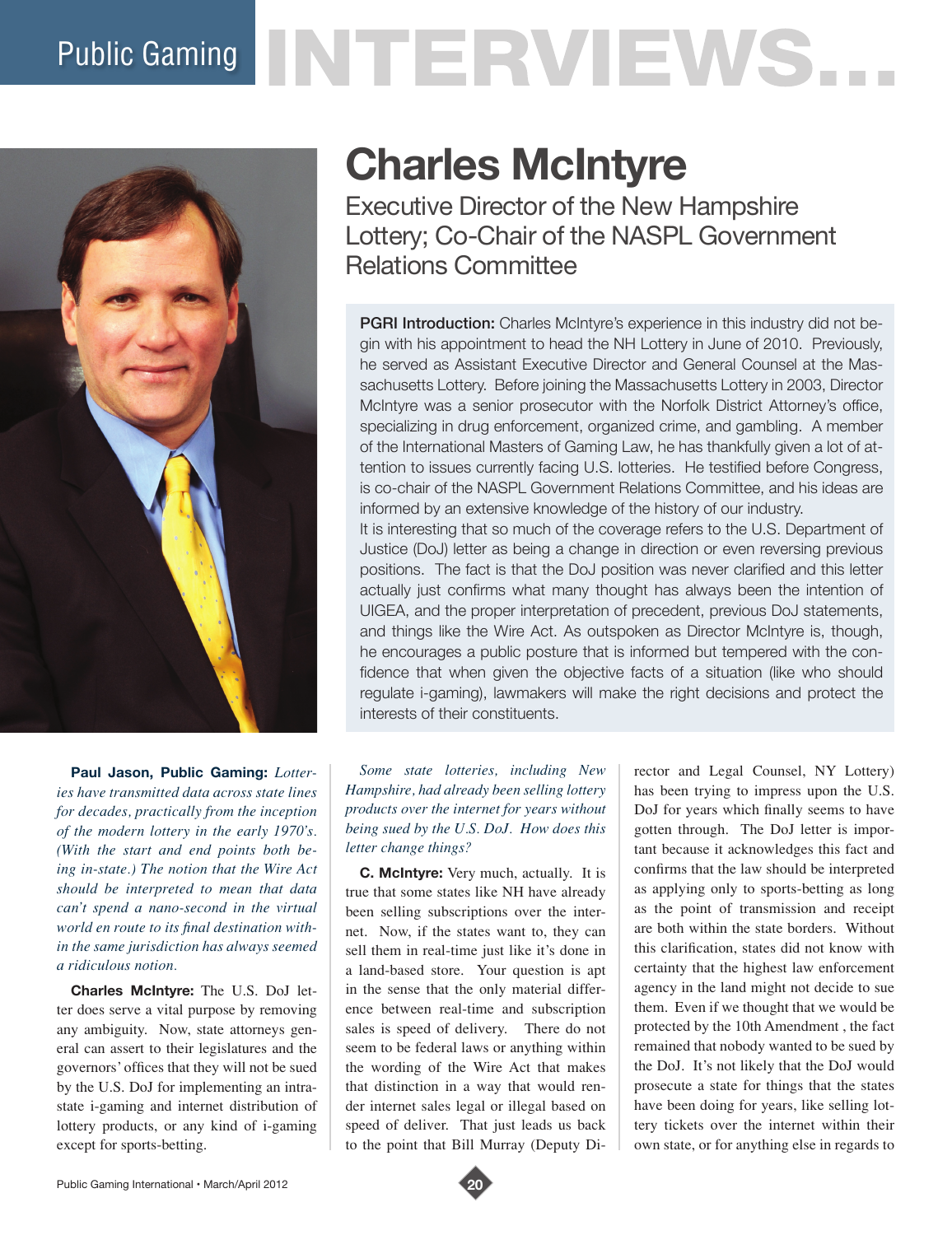# Public Gaming INTERVIEWS...

# Charles McIntyre

## Executive Director of the New Hampshire Lottery; Co-Chair of the NASPL Government Relations Committee

**PGRI Introduction:** Charles McIntyre's experience in this industry did not begin with his appointment to head the NH Lottery in June of 2010. Previously, he served as Assistant Executive Director and General Counsel at the Massachusetts Lottery. Before joining the Massachusetts Lottery in 2003, Director McIntyre was a senior prosecutor with the Norfolk District Attorney's office, specializing in drug enforcement, organized crime, and gambling. A member of the International Masters of Gaming Law, he has thankfully given a lot of attention to issues currently facing U.S. lotteries. He testified before Congress, is co-chair of the NASPL Government Relations Committee, and his ideas are informed by an extensive knowledge of the history of our industry.

It is interesting that so much of the coverage refers to the U.S. Department of Justice (DoJ) letter as being a change in direction or even reversing previous positions. The fact is that the DoJ position was never clarified and this letter actually just confirms what many thought has always been the intention of UIGEA, and the proper interpretation of precedent, previous DoJ statements, and things like the Wire Act. As outspoken as Director McIntyre is, though, he encourages a public posture that is informed but tempered with the confidence that when given the objective facts of a situation (like who should regulate i-gaming), lawmakers will make the right decisions and protect the interests of their constituents.

**Paul Jason, Public Gaming:** *Lotteries have transmitted data across state lines for decades, practically from the inception of the modern lottery in the early 1970's. (With the start and end points both being in-state.) The notion that the Wire Act should be interpreted to mean that data can't spend a nano-second in the virtual world en route to its final destination within the same jurisdiction has always seemed a ridiculous notion.*

**Charles McIntyre:** The U.S. DoJ letter does serve a vital purpose by removing any ambiguity. Now, state attorneys general can assert to their legislatures and the governors' offices that they will not be sued by the U.S. DoJ for implementing an intra-state i-gaming and internet distribution of lottery products, or any kind of i-gaming except for sports-betting.

*Some state lotteries, including New Hampshire, had already been selling lottery products over the internet for years without being sued by the U.S. DoJ. How does this letter change things?*

**C. McIntyre:** Very much, actually. It is true that some states like NH have already been selling subscriptions over the internet. Now, if the states want to, they can sell them in real-time just like it's done in a land-based store. Your question is apt in the sense that the only material difference between real-time and subscription sales is speed of delivery. There do not seem to be federal laws or anything within the wording of the Wire Act that makes that distinction in a way that would render internet sales legal or illegal based on speed of deliver. That just leads us back to the point that Bill Murray (Deputy Director and Legal Counsel, NY Lottery) has been trying to impress upon the U.S. DoJ for years which finally seems to have gotten through. The DoJ letter is important because it acknowledges this fact and confirms that the law should be interpreted as applying only to sports-betting as long as the point of transmission and receipt are both within the state borders. Without this clarification, states did not know with certainty that the highest law enforcement agency in the land might not decide to sue them. Even if we thought that we would be protected by the 10th Amendment , the fact remained that nobody wanted to be sued by the DoJ. It's not likely that the DoJ would prosecute a state for things that the states have been doing for years, like selling lottery tickets over the internet within their own state, or for anything else in regards to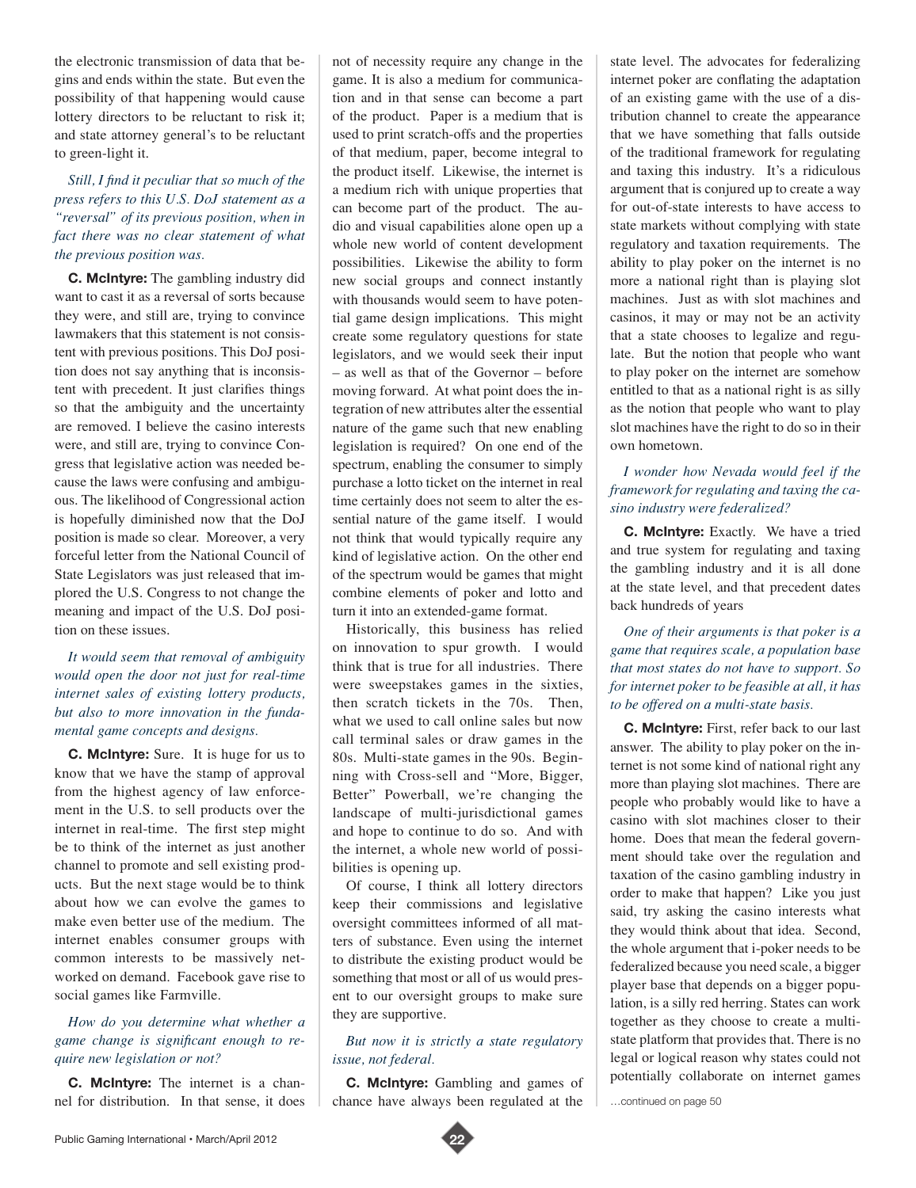the electronic transmission of data that begins and ends within the state. But even the possibility of that happening would cause lottery directors to be reluctant to risk it; and state attorney general's to be reluctant to green-light it.

*Still, I find it peculiar that so much of the press refers to this U.S. DoJ statement as a "reversal" of its previous position, when in fact there was no clear statement of what the previous position was.*

**C. McIntyre:** The gambling industry did want to cast it as a reversal of sorts because they were, and still are, trying to convince lawmakers that this statement is not consistent with previous positions. This DoJ position does not say anything that is inconsistent with precedent. It just clarifies things so that the ambiguity and the uncertainty are removed. I believe the casino interests were, and still are, trying to convince Congress that legislative action was needed because the laws were confusing and ambiguous. The likelihood of Congressional action is hopefully diminished now that the DoJ position is made so clear. Moreover, a very forceful letter from the National Council of State Legislators was just released that implored the U.S. Congress to not change the meaning and impact of the U.S. DoJ position on these issues.

*It would seem that removal of ambiguity would open the door not just for real-time internet sales of existing lottery products, but also to more innovation in the fundamental game concepts and designs.*

**C. McIntyre:** Sure. It is huge for us to know that we have the stamp of approval from the highest agency of law enforcement in the U.S. to sell products over the internet in real-time. The first step might be to think of the internet as just another channel to promote and sell existing products. But the next stage would be to think about how we can evolve the games to make even better use of the medium. The internet enables consumer groups with common interests to be massively networked on demand. Facebook gave rise to social games like Farmville.

*How do you determine what whether a game change is significant enough to require new legislation or not?*

**C. McIntyre:** The internet is a channel for distribution. In that sense, it does not of necessity require any change in the game. It is also a medium for communication and in that sense can become a part of the product. Paper is a medium that is used to print scratch-offs and the properties of that medium, paper, become integral to the product itself. Likewise, the internet is a medium rich with unique properties that can become part of the product. The audio and visual capabilities alone open up a whole new world of content development possibilities. Likewise the ability to form new social groups and connect instantly with thousands would seem to have potential game design implications. This might create some regulatory questions for state legislators, and we would seek their input – as well as that of the Governor – before moving forward. At what point does the integration of new attributes alter the essential nature of the game such that new enabling legislation is required? On one end of the spectrum, enabling the consumer to simply purchase a lotto ticket on the internet in real time certainly does not seem to alter the essential nature of the game itself. I would not think that would typically require any kind of legislative action. On the other end of the spectrum would be games that might combine elements of poker and lotto and turn it into an extended-game format.

Historically, this business has relied on innovation to spur growth. I would think that is true for all industries. There were sweepstakes games in the sixties, then scratch tickets in the 70s. Then, what we used to call online sales but now call terminal sales or draw games in the 80s. Multi-state games in the 90s. Beginning with Cross-sell and "More, Bigger, Better" Powerball, we're changing the landscape of multi-jurisdictional games and hope to continue to do so. And with the internet, a whole new world of possibilities is opening up.

Of course, I think all lottery directors keep their commissions and legislative oversight committees informed of all matters of substance. Even using the internet to distribute the existing product would be something that most or all of us would present to our oversight groups to make sure they are supportive.

*But now it is strictly a state regulatory issue, not federal.*

**C. McIntyre:** Gambling and games of chance have always been regulated at the state level. The advocates for federalizing internet poker are conflating the adaptation of an existing game with the use of a distribution channel to create the appearance that we have something that falls outside of the traditional framework for regulating and taxing this industry. It's a ridiculous argument that is conjured up to create a way for out-of-state interests to have access to state markets without complying with state regulatory and taxation requirements. The ability to play poker on the internet is no more a national right than is playing slot machines. Just as with slot machines and casinos, it may or may not be an activity that a state chooses to legalize and regulate. But the notion that people who want to play poker on the internet are somehow entitled to that as a national right is as silly as the notion that people who want to play slot machines have the right to do so in their own hometown.

*I wonder how Nevada would feel if the framework for regulating and taxing the casino industry were federalized?*

**C. McIntyre:** Exactly. We have a tried and true system for regulating and taxing the gambling industry and it is all done at the state level, and that precedent dates back hundreds of years

*One of their arguments is that poker is a game that requires scale, a population base that most states do not have to support. So for internet poker to be feasible at all, it has to be offered on a multi-state basis.*

**C. McIntyre:** First, refer back to our last answer. The ability to play poker on the internet is not some kind of national right any more than playing slot machines. There are people who probably would like to have a casino with slot machines closer to their home. Does that mean the federal government should take over the regulation and taxation of the casino gambling industry in order to make that happen? Like you just said, try asking the casino interests what they would think about that idea. Second, the whole argument that i-poker needs to be federalized because you need scale, a bigger player base that depends on a bigger population, is a silly red herring. States can work together as they choose to create a multi-state platform that provides that. There is no legal or logical reason why states could not potentially collaborate on internet games

…continued on page 50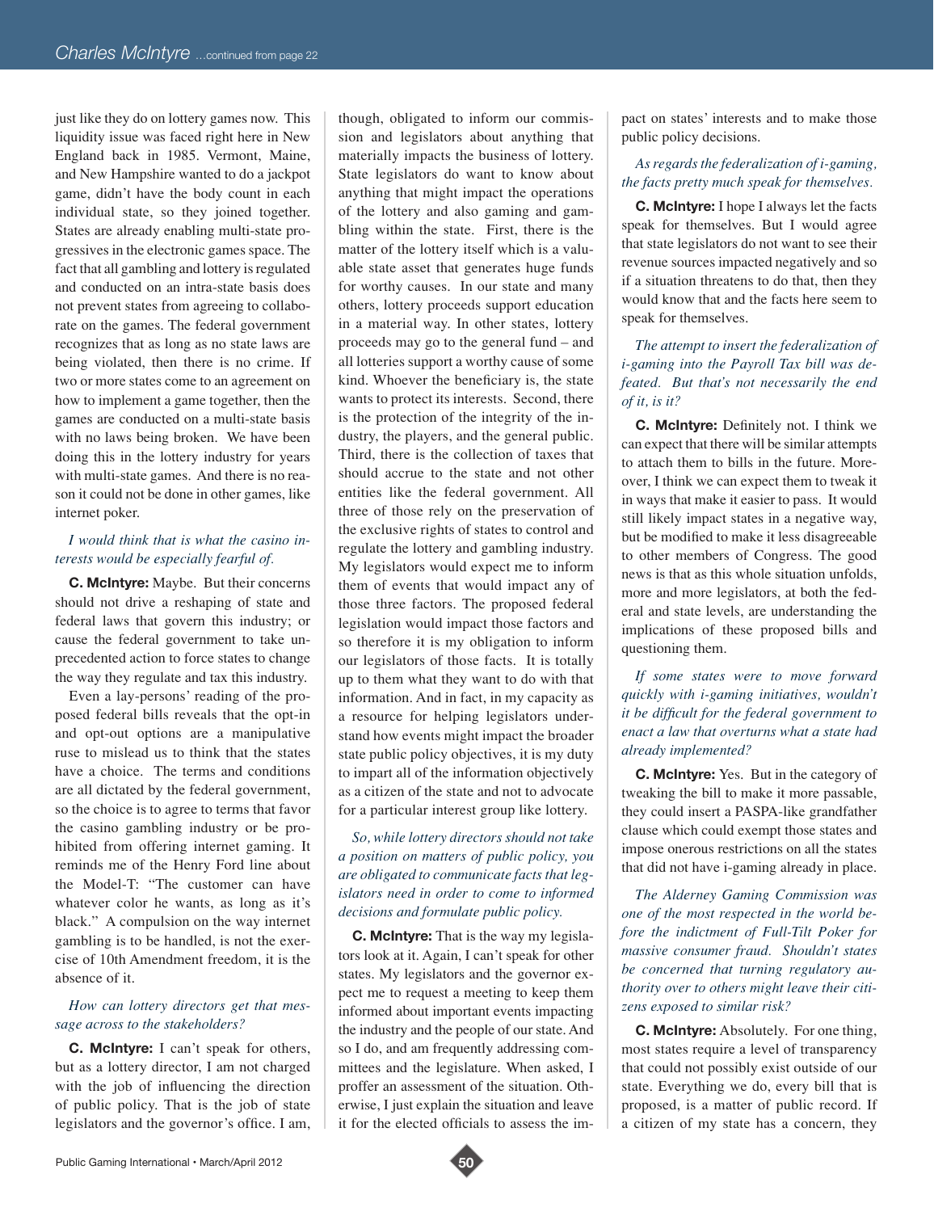just like they do on lottery games now. This liquidity issue was faced right here in New England back in 1985. Vermont, Maine, and New Hampshire wanted to do a jackpot game, didn't have the body count in each individual state, so they joined together. States are already enabling multi-state progressives in the electronic games space. The fact that all gambling and lottery is regulated and conducted on an intra-state basis does not prevent states from agreeing to collaborate on the games. The federal government recognizes that as long as no state laws are being violated, then there is no crime. If two or more states come to an agreement on how to implement a game together, then the games are conducted on a multi-state basis with no laws being broken. We have been doing this in the lottery industry for years with multi-state games. And there is no reason it could not be done in other games, like internet poker.

*I would think that is what the casino interests would be especially fearful of.*

**C. McIntyre:** Maybe. But their concerns should not drive a reshaping of state and federal laws that govern this industry; or cause the federal government to take unprecedented action to force states to change the way they regulate and tax this industry.

Even a lay-persons' reading of the proposed federal bills reveals that the opt-in and opt-out options are a manipulative ruse to mislead us to think that the states have a choice. The terms and conditions are all dictated by the federal government, so the choice is to agree to terms that favor the casino gambling industry or be prohibited from offering internet gaming. It reminds me of the Henry Ford line about the Model-T: "The customer can have whatever color he wants, as long as it's black." A compulsion on the way internet gambling is to be handled, is not the exercise of 10th Amendment freedom, it is the absence of it.

*How can lottery directors get that message across to the stakeholders?*

**C. McIntyre:** I can't speak for others, but as a lottery director, I am not charged with the job of influencing the direction of public policy. That is the job of state legislators and the governor's office. I am, though, obligated to inform our commission and legislators about anything that materially impacts the business of lottery. State legislators do want to know about anything that might impact the operations of the lottery and also gaming and gambling within the state. First, there is the matter of the lottery itself which is a valuable state asset that generates huge funds for worthy causes. In our state and many others, lottery proceeds support education in a material way. In other states, lottery proceeds may go to the general fund – and all lotteries support a worthy cause of some kind. Whoever the beneficiary is, the state wants to protect its interests. Second, there is the protection of the integrity of the industry, the players, and the general public. Third, there is the collection of taxes that should accrue to the state and not other entities like the federal government. All three of those rely on the preservation of the exclusive rights of states to control and regulate the lottery and gambling industry. My legislators would expect me to inform them of events that would impact any of those three factors. The proposed federal legislation would impact those factors and so therefore it is my obligation to inform our legislators of those facts. It is totally up to them what they want to do with that information. And in fact, in my capacity as a resource for helping legislators understand how events might impact the broader state public policy objectives, it is my duty to impart all of the information objectively as a citizen of the state and not to advocate for a particular interest group like lottery.

*So, while lottery directors should not take a position on matters of public policy, you are obligated to communicate facts that legislators need in order to come to informed decisions and formulate public policy.*

**C. McIntyre:** That is the way my legislators look at it. Again, I can't speak for other states. My legislators and the governor expect me to request a meeting to keep them informed about important events impacting the industry and the people of our state. And so I do, and am frequently addressing committees and the legislature. When asked, I proffer an assessment of the situation. Otherwise, I just explain the situation and leave it for the elected officials to assess the impact on states' interests and to make those public policy decisions.

*As regards the federalization of i-gaming, the facts pretty much speak for themselves.*

**C. McIntyre:** I hope I always let the facts speak for themselves. But I would agree that state legislators do not want to see their revenue sources impacted negatively and so if a situation threatens to do that, then they would know that and the facts here seem to speak for themselves.

*The attempt to insert the federalization of i-gaming into the Payroll Tax bill was defeated. But that's not necessarily the end of it, is it?*

**C. McIntyre:** Definitely not. I think we can expect that there will be similar attempts to attach them to bills in the future. Moreover, I think we can expect them to tweak it in ways that make it easier to pass. It would still likely impact states in a negative way, but be modified to make it less disagreeable to other members of Congress. The good news is that as this whole situation unfolds, more and more legislators, at both the federal and state levels, are understanding the implications of these proposed bills and questioning them.

*If some states were to move forward quickly with i-gaming initiatives, wouldn't it be difficult for the federal government to enact a law that overturns what a state had already implemented?*

**C. McIntyre:** Yes. But in the category of tweaking the bill to make it more passable, they could insert a PASPA-like grandfather clause which could exempt those states and impose onerous restrictions on all the states that did not have i-gaming already in place.

*The Alderney Gaming Commission was one of the most respected in the world before the indictment of Full-Tilt Poker for massive consumer fraud. Shouldn't states be concerned that turning regulatory authority over to others might leave their citizens exposed to similar risk?*

**C. McIntyre:** Absolutely. For one thing, most states require a level of transparency that could not possibly exist outside of our state. Everything we do, every bill that is proposed, is a matter of public record. If a citizen of my state has a concern, they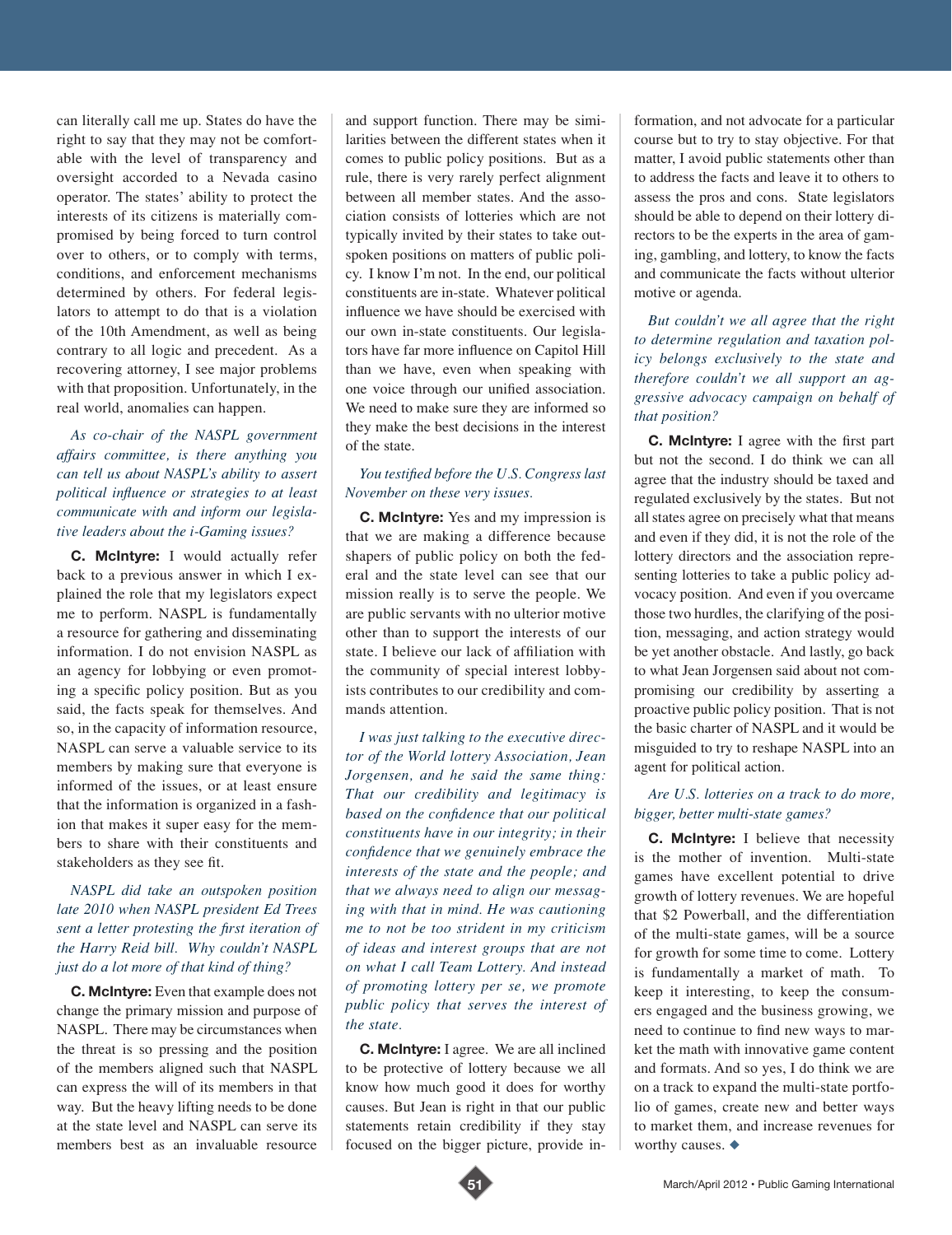can literally call me up. States do have the right to say that they may not be comfortable with the level of transparency and oversight accorded to a Nevada casino operator. The states' ability to protect the interests of its citizens is materially compromised by being forced to turn control over to others, or to comply with terms, conditions, and enforcement mechanisms determined by others. For federal legislators to attempt to do that is a violation of the 10th Amendment, as well as being contrary to all logic and precedent. As a recovering attorney, I see major problems with that proposition. Unfortunately, in the real world, anomalies can happen.

*As co-chair of the NASPL government affairs committee, is there anything you can tell us about NASPL's ability to assert political influence or strategies to at least communicate with and inform our legislative leaders about the i-Gaming issues?*

**C. McIntyre:** I would actually refer back to a previous answer in which I explained the role that my legislators expect me to perform. NASPL is fundamentally a resource for gathering and disseminating information. I do not envision NASPL as an agency for lobbying or even promoting a specific policy position. But as you said, the facts speak for themselves. And so, in the capacity of information resource, NASPL can serve a valuable service to its members by making sure that everyone is informed of the issues, or at least ensure that the information is organized in a fashion that makes it super easy for the members to share with their constituents and stakeholders as they see fit.

*NASPL did take an outspoken position late 2010 when NASPL president Ed Trees sent a letter protesting the first iteration of the Harry Reid bill. Why couldn't NASPL just do a lot more of that kind of thing?*

**C. McIntyre:** Even that example does not change the primary mission and purpose of NASPL. There may be circumstances when the threat is so pressing and the position of the members aligned such that NASPL can express the will of its members in that way. But the heavy lifting needs to be done at the state level and NASPL can serve its members best as an invaluable resource and support function. There may be similarities between the different states when it comes to public policy positions. But as a rule, there is very rarely perfect alignment between all member states. And the association consists of lotteries which are not typically invited by their states to take outspoken positions on matters of public policy. I know I'm not. In the end, our political constituents are in-state. Whatever political influence we have should be exercised with our own in-state constituents. Our legislators have far more influence on Capitol Hill than we have, even when speaking with one voice through our unified association. We need to make sure they are informed so they make the best decisions in the interest of the state.

*You testified before the U.S. Congress last November on these very issues.*

**C. McIntyre:** Yes and my impression is that we are making a difference because shapers of public policy on both the federal and the state level can see that our mission really is to serve the people. We are public servants with no ulterior motive other than to support the interests of our state. I believe our lack of affiliation with the community of special interest lobbyists contributes to our credibility and commands attention.

*I was just talking to the executive director of the World lottery Association, Jean Jorgensen, and he said the same thing: That our credibility and legitimacy is based on the confidence that our political constituents have in our integrity; in their confidence that we genuinely embrace the interests of the state and the people; and that we always need to align our messaging with that in mind. He was cautioning me to not be too strident in my criticism of ideas and interest groups that are not on what I call Team Lottery. And instead of promoting lottery per se, we promote public policy that serves the interest of the state.*

**C. McIntyre:** I agree. We are all inclined to be protective of lottery because we all know how much good it does for worthy causes. But Jean is right in that our public statements retain credibility if they stay focused on the bigger picture, provide information, and not advocate for a particular course but to try to stay objective. For that matter, I avoid public statements other than to address the facts and leave it to others to assess the pros and cons. State legislators should be able to depend on their lottery directors to be the experts in the area of gaming, gambling, and lottery, to know the facts and communicate the facts without ulterior motive or agenda.

*But couldn't we all agree that the right to determine regulation and taxation policy belongs exclusively to the state and therefore couldn't we all support an aggressive advocacy campaign on behalf of that position?*

**C. McIntyre:** I agree with the first part but not the second. I do think we can all agree that the industry should be taxed and regulated exclusively by the states. But not all states agree on precisely what that means and even if they did, it is not the role of the lottery directors and the association representing lotteries to take a public policy advocacy position. And even if you overcame those two hurdles, the clarifying of the position, messaging, and action strategy would be yet another obstacle. And lastly, go back to what Jean Jorgensen said about not compromising our credibility by asserting a proactive public policy position. That is not the basic charter of NASPL and it would be misguided to try to reshape NASPL into an agent for political action.

*Are U.S. lotteries on a track to do more, bigger, better multi-state games?*

**C. McIntyre:** I believe that necessity is the mother of invention. Multi-state games have excellent potential to drive growth of lottery revenues. We are hopeful that $2 Powerball, and the differentiation of the multi-state games, will be a source for growth for some time to come. Lottery is fundamentally a market of math. To keep it interesting, to keep the consumers engaged and the business growing, we need to continue to find new ways to market the math with innovative game content and formats. And so yes, I do think we are on a track to expand the multi-state portfolio of games, create new and better ways to market them, and increase revenues for worthy causes. ◆